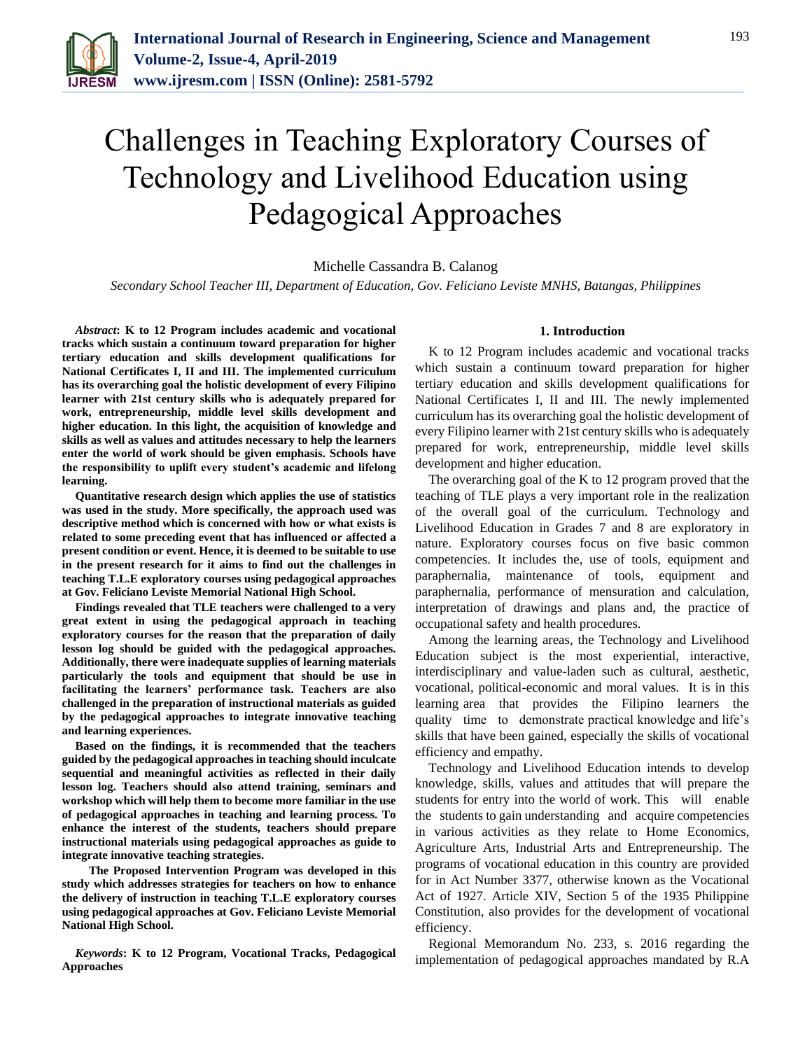# Challenges in Teaching Exploratory Courses of Technology and Livelihood Education using Pedagogical Approaches

Michelle Cassandra B. Calanog

*Secondary School Teacher III, Department of Education, Gov. Feliciano Leviste MNHS, Batangas, Philippines*

***Abstract*: K to 12 Program includes academic and vocational tracks which sustain a continuum toward preparation for higher tertiary education and skills development qualifications for National Certificates I, II and III. The implemented curriculum has its overarching goal the holistic development of every Filipino learner with 21st century skills who is adequately prepared for work, entrepreneurship, middle level skills development and higher education. In this light, the acquisition of knowledge and skills as well as values and attitudes necessary to help the learners enter the world of work should be given emphasis. Schools have the responsibility to uplift every student's academic and lifelong learning.**

**Quantitative research design which applies the use of statistics was used in the study. More specifically, the approach used was descriptive method which is concerned with how or what exists is related to some preceding event that has influenced or affected a present condition or event. Hence, it is deemed to be suitable to use in the present research for it aims to find out the challenges in teaching T.L.E exploratory courses using pedagogical approaches at Gov. Feliciano Leviste Memorial National High School.**

**Findings revealed that TLE teachers were challenged to a very great extent in using the pedagogical approach in teaching exploratory courses for the reason that the preparation of daily lesson log should be guided with the pedagogical approaches. Additionally, there were inadequate supplies of learning materials particularly the tools and equipment that should be use in facilitating the learners' performance task. Teachers are also challenged in the preparation of instructional materials as guided by the pedagogical approaches to integrate innovative teaching and learning experiences.**

**Based on the findings, it is recommended that the teachers guided by the pedagogical approaches in teaching should inculcate sequential and meaningful activities as reflected in their daily lesson log. Teachers should also attend training, seminars and workshop which will help them to become more familiar in the use of pedagogical approaches in teaching and learning process. To enhance the interest of the students, teachers should prepare instructional materials using pedagogical approaches as guide to integrate innovative teaching strategies.**

**The Proposed Intervention Program was developed in this study which addresses strategies for teachers on how to enhance the delivery of instruction in teaching T.L.E exploratory courses using pedagogical approaches at Gov. Feliciano Leviste Memorial National High School.**

***Keywords*: K to 12 Program, Vocational Tracks, Pedagogical Approaches**

## 1. Introduction

K to 12 Program includes academic and vocational tracks which sustain a continuum toward preparation for higher tertiary education and skills development qualifications for National Certificates I, II and III. The newly implemented curriculum has its overarching goal the holistic development of every Filipino learner with 21st century skills who is adequately prepared for work, entrepreneurship, middle level skills development and higher education.

The overarching goal of the K to 12 program proved that the teaching of TLE plays a very important role in the realization of the overall goal of the curriculum. Technology and Livelihood Education in Grades 7 and 8 are exploratory in nature. Exploratory courses focus on five basic common competencies. It includes the, use of tools, equipment and paraphernalia, maintenance of tools, equipment and paraphernalia, performance of mensuration and calculation, interpretation of drawings and plans and, the practice of occupational safety and health procedures.

Among the learning areas, the Technology and Livelihood Education subject is the most experiential, interactive, interdisciplinary and value-laden such as cultural, aesthetic, vocational, political-economic and moral values. It is in this learning area that provides the Filipino learners the quality time to demonstrate practical knowledge and life's skills that have been gained, especially the skills of vocational efficiency and empathy.

Technology and Livelihood Education intends to develop knowledge, skills, values and attitudes that will prepare the students for entry into the world of work. This will enable the students to gain understanding and acquire competencies in various activities as they relate to Home Economics, Agriculture Arts, Industrial Arts and Entrepreneurship. The programs of vocational education in this country are provided for in Act Number 3377, otherwise known as the Vocational Act of 1927. Article XIV, Section 5 of the 1935 Philippine Constitution, also provides for the development of vocational efficiency.

Regional Memorandum No. 233, s. 2016 regarding the implementation of pedagogical approaches mandated by R.A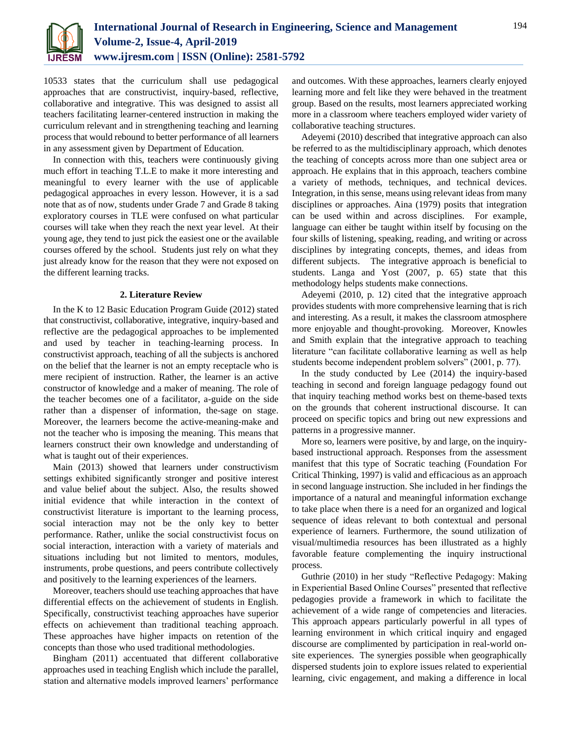10533 states that the curriculum shall use pedagogical approaches that are constructivist, inquiry-based, reflective, collaborative and integrative. This was designed to assist all teachers facilitating learner-centered instruction in making the curriculum relevant and in strengthening teaching and learning process that would rebound to better performance of all learners in any assessment given by Department of Education.

In connection with this, teachers were continuously giving much effort in teaching T.L.E to make it more interesting and meaningful to every learner with the use of applicable pedagogical approaches in every lesson. However, it is a sad note that as of now, students under Grade 7 and Grade 8 taking exploratory courses in TLE were confused on what particular courses will take when they reach the next year level. At their young age, they tend to just pick the easiest one or the available courses offered by the school. Students just rely on what they just already know for the reason that they were not exposed on the different learning tracks.

## 2. Literature Review

In the K to 12 Basic Education Program Guide (2012) stated that constructivist, collaborative, integrative, inquiry-based and reflective are the pedagogical approaches to be implemented and used by teacher in teaching-learning process. In constructivist approach, teaching of all the subjects is anchored on the belief that the learner is not an empty receptacle who is mere recipient of instruction. Rather, the learner is an active constructor of knowledge and a maker of meaning. The role of the teacher becomes one of a facilitator, a-guide on the side rather than a dispenser of information, the-sage on stage. Moreover, the learners become the active-meaning-make and not the teacher who is imposing the meaning. This means that learners construct their own knowledge and understanding of what is taught out of their experiences.

Main (2013) showed that learners under constructivism settings exhibited significantly stronger and positive interest and value belief about the subject. Also, the results showed initial evidence that while interaction in the context of constructivist literature is important to the learning process, social interaction may not be the only key to better performance. Rather, unlike the social constructivist focus on social interaction, interaction with a variety of materials and situations including but not limited to mentors, modules, instruments, probe questions, and peers contribute collectively and positively to the learning experiences of the learners.

Moreover, teachers should use teaching approaches that have differential effects on the achievement of students in English. Specifically, constructivist teaching approaches have superior effects on achievement than traditional teaching approach. These approaches have higher impacts on retention of the concepts than those who used traditional methodologies.

Bingham (2011) accentuated that different collaborative approaches used in teaching English which include the parallel, station and alternative models improved learners' performance and outcomes. With these approaches, learners clearly enjoyed learning more and felt like they were behaved in the treatment group. Based on the results, most learners appreciated working more in a classroom where teachers employed wider variety of collaborative teaching structures.

Adeyemi (2010) described that integrative approach can also be referred to as the multidisciplinary approach, which denotes the teaching of concepts across more than one subject area or approach. He explains that in this approach, teachers combine a variety of methods, techniques, and technical devices. Integration, in this sense, means using relevant ideas from many disciplines or approaches. Aina (1979) posits that integration can be used within and across disciplines. For example, language can either be taught within itself by focusing on the four skills of listening, speaking, reading, and writing or across disciplines by integrating concepts, themes, and ideas from different subjects. The integrative approach is beneficial to students. Langa and Yost (2007, p. 65) state that this methodology helps students make connections.

Adeyemi (2010, p. 12) cited that the integrative approach provides students with more comprehensive learning that is rich and interesting. As a result, it makes the classroom atmosphere more enjoyable and thought-provoking. Moreover, Knowles and Smith explain that the integrative approach to teaching literature "can facilitate collaborative learning as well as help students become independent problem solvers" (2001, p. 77).

In the study conducted by Lee (2014) the inquiry-based teaching in second and foreign language pedagogy found out that inquiry teaching method works best on theme-based texts on the grounds that coherent instructional discourse. It can proceed on specific topics and bring out new expressions and patterns in a progressive manner.

More so, learners were positive, by and large, on the inquiry-based instructional approach. Responses from the assessment manifest that this type of Socratic teaching (Foundation For Critical Thinking, 1997) is valid and efficacious as an approach in second language instruction. She included in her findings the importance of a natural and meaningful information exchange to take place when there is a need for an organized and logical sequence of ideas relevant to both contextual and personal experience of learners. Furthermore, the sound utilization of visual/multimedia resources has been illustrated as a highly favorable feature complementing the inquiry instructional process.

Guthrie (2010) in her study "Reflective Pedagogy: Making in Experiential Based Online Courses" presented that reflective pedagogies provide a framework in which to facilitate the achievement of a wide range of competencies and literacies. This approach appears particularly powerful in all types of learning environment in which critical inquiry and engaged discourse are complimented by participation in real-world on-site experiences. The synergies possible when geographically dispersed students join to explore issues related to experiential learning, civic engagement, and making a difference in local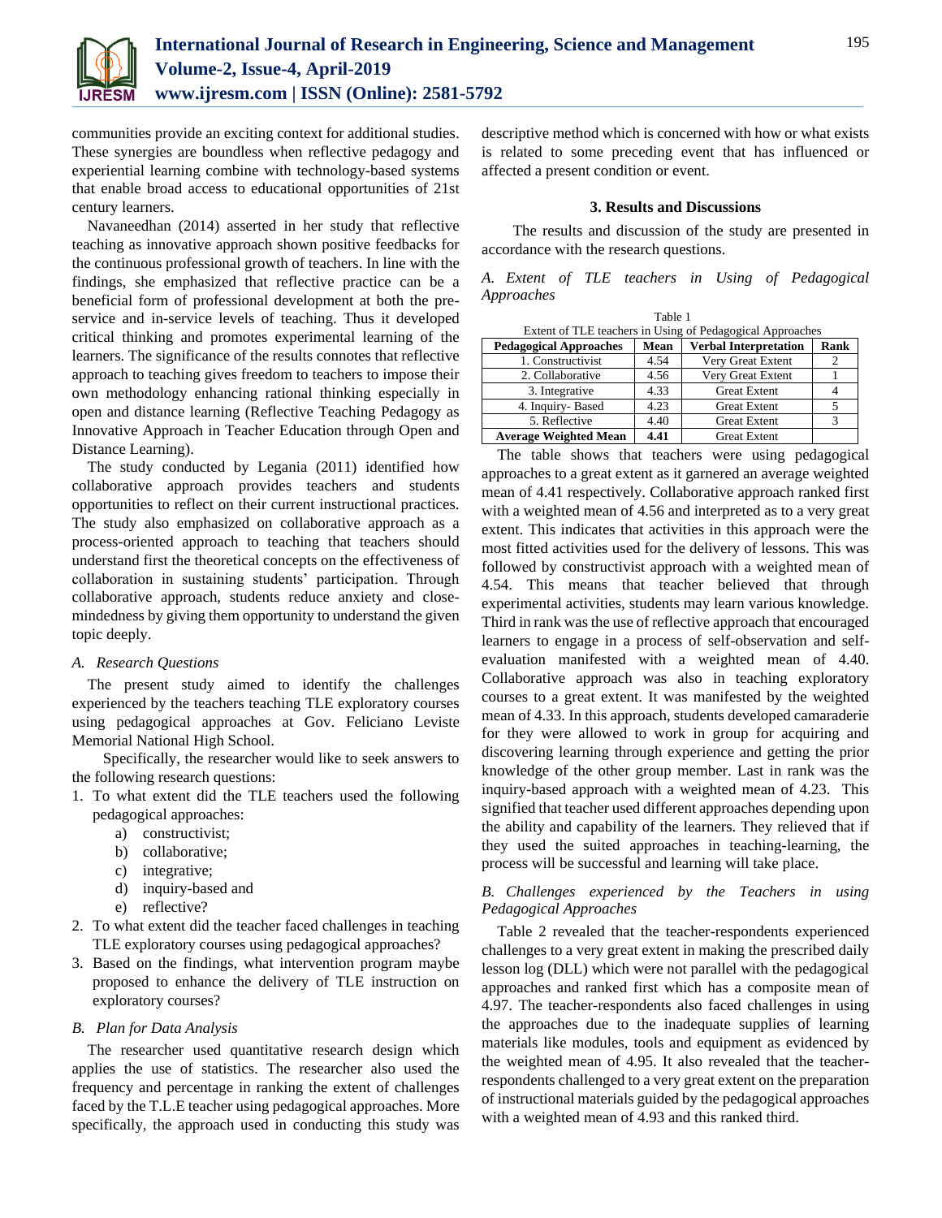communities provide an exciting context for additional studies. These synergies are boundless when reflective pedagogy and experiential learning combine with technology-based systems that enable broad access to educational opportunities of 21st century learners.

Navaneedhan (2014) asserted in her study that reflective teaching as innovative approach shown positive feedbacks for the continuous professional growth of teachers. In line with the findings, she emphasized that reflective practice can be a beneficial form of professional development at both the pre-service and in-service levels of teaching. Thus it developed critical thinking and promotes experimental learning of the learners. The significance of the results connotes that reflective approach to teaching gives freedom to teachers to impose their own methodology enhancing rational thinking especially in open and distance learning (Reflective Teaching Pedagogy as Innovative Approach in Teacher Education through Open and Distance Learning).

The study conducted by Legania (2011) identified how collaborative approach provides teachers and students opportunities to reflect on their current instructional practices. The study also emphasized on collaborative approach as a process-oriented approach to teaching that teachers should understand first the theoretical concepts on the effectiveness of collaboration in sustaining students' participation. Through collaborative approach, students reduce anxiety and close-mindedness by giving them opportunity to understand the given topic deeply.

### *A. Research Questions*

The present study aimed to identify the challenges experienced by the teachers teaching TLE exploratory courses using pedagogical approaches at Gov. Feliciano Leviste Memorial National High School.

Specifically, the researcher would like to seek answers to the following research questions:

1. To what extent did the TLE teachers used the following pedagogical approaches:
    a) constructivist;
    b) collaborative;
    c) integrative;
    d) inquiry-based and
    e) reflective?
2. To what extent did the teacher faced challenges in teaching TLE exploratory courses using pedagogical approaches?
3. Based on the findings, what intervention program maybe proposed to enhance the delivery of TLE instruction on exploratory courses?

### *B. Plan for Data Analysis*

The researcher used quantitative research design which applies the use of statistics. The researcher also used the frequency and percentage in ranking the extent of challenges faced by the T.L.E teacher using pedagogical approaches. More specifically, the approach used in conducting this study was descriptive method which is concerned with how or what exists is related to some preceding event that has influenced or affected a present condition or event.

## 3. Results and Discussions

The results and discussion of the study are presented in accordance with the research questions.

### *A. Extent of TLE teachers in Using of Pedagogical Approaches*

Table 1
Extent of TLE teachers in Using of Pedagogical Approaches

| Pedagogical Approaches | Mean | Verbal Interpretation | Rank |
|---|---|---|---|
| 1. Constructivist | 4.54 | Very Great Extent | 2 |
| 2. Collaborative | 4.56 | Very Great Extent | 1 |
| 3. Integrative | 4.33 | Great Extent | 4 |
| 4. Inquiry- Based | 4.23 | Great Extent | 5 |
| 5. Reflective | 4.40 | Great Extent | 3 |
| **Average Weighted Mean** | **4.41** | Great Extent | |

The table shows that teachers were using pedagogical approaches to a great extent as it garnered an average weighted mean of 4.41 respectively. Collaborative approach ranked first with a weighted mean of 4.56 and interpreted as to a very great extent. This indicates that activities in this approach were the most fitted activities used for the delivery of lessons. This was followed by constructivist approach with a weighted mean of 4.54. This means that teacher believed that through experimental activities, students may learn various knowledge. Third in rank was the use of reflective approach that encouraged learners to engage in a process of self-observation and self-evaluation manifested with a weighted mean of 4.40. Collaborative approach was also in teaching exploratory courses to a great extent. It was manifested by the weighted mean of 4.33. In this approach, students developed camaraderie for they were allowed to work in group for acquiring and discovering learning through experience and getting the prior knowledge of the other group member. Last in rank was the inquiry-based approach with a weighted mean of 4.23. This signified that teacher used different approaches depending upon the ability and capability of the learners. They relieved that if they used the suited approaches in teaching-learning, the process will be successful and learning will take place.

### *B. Challenges experienced by the Teachers in using Pedagogical Approaches*

Table 2 revealed that the teacher-respondents experienced challenges to a very great extent in making the prescribed daily lesson log (DLL) which were not parallel with the pedagogical approaches and ranked first which has a composite mean of 4.97. The teacher-respondents also faced challenges in using the approaches due to the inadequate supplies of learning materials like modules, tools and equipment as evidenced by the weighted mean of 4.95. It also revealed that the teacher-respondents challenged to a very great extent on the preparation of instructional materials guided by the pedagogical approaches with a weighted mean of 4.93 and this ranked third.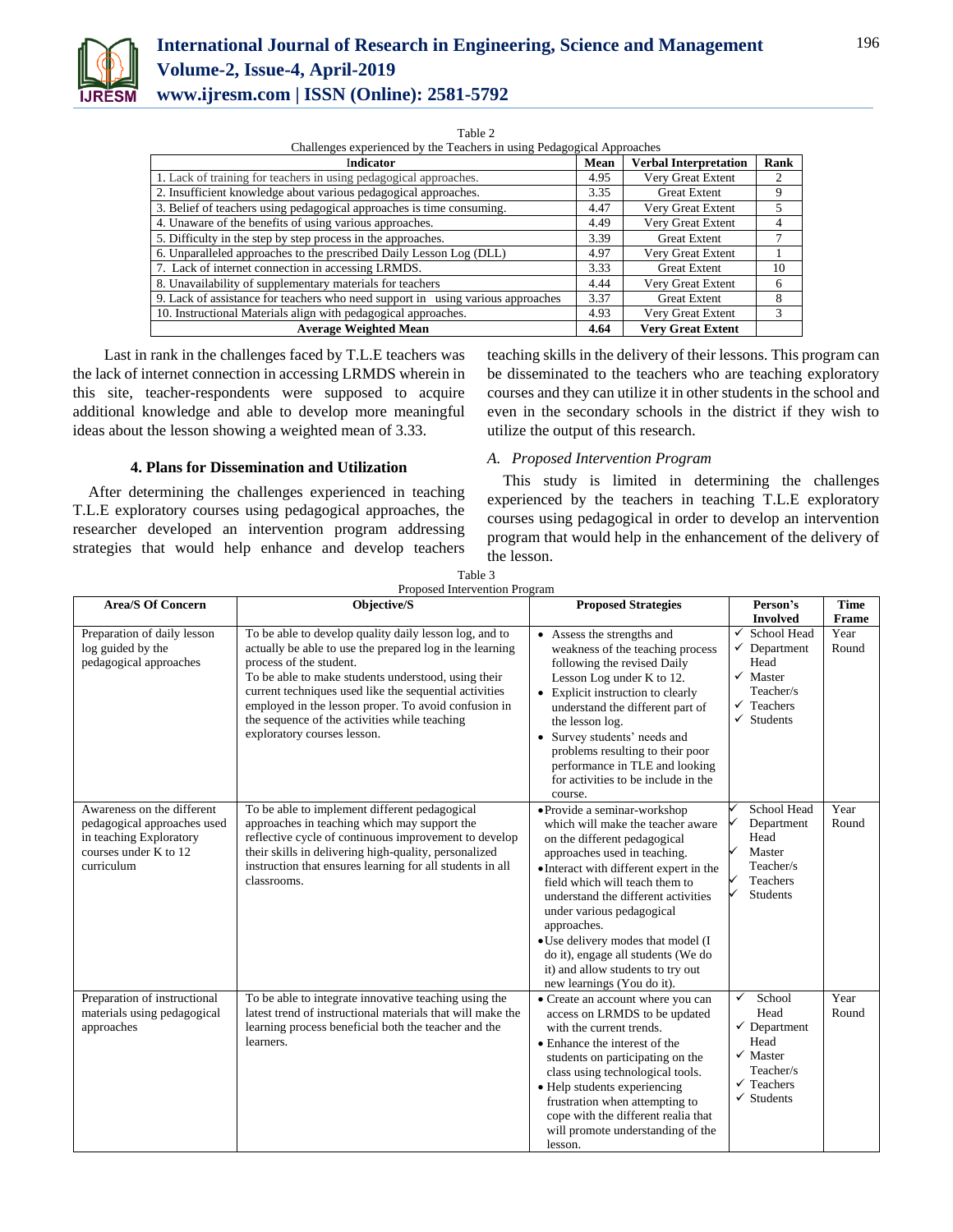Table 2

Challenges experienced by the Teachers in using Pedagogical Approaches

| Indicator | Mean | Verbal Interpretation | Rank |
|---|---|---|---|
| 1. Lack of training for teachers in using pedagogical approaches. | 4.95 | Very Great Extent | 2 |
| 2. Insufficient knowledge about various pedagogical approaches. | 3.35 | Great Extent | 9 |
| 3. Belief of teachers using pedagogical approaches is time consuming. | 4.47 | Very Great Extent | 5 |
| 4. Unaware of the benefits of using various approaches. | 4.49 | Very Great Extent | 4 |
| 5. Difficulty in the step by step process in the approaches. | 3.39 | Great Extent | 7 |
| 6. Unparalleled approaches to the prescribed Daily Lesson Log (DLL) | 4.97 | Very Great Extent | 1 |
| 7. Lack of internet connection in accessing LRMDS. | 3.33 | Great Extent | 10 |
| 8. Unavailability of supplementary materials for teachers | 4.44 | Very Great Extent | 6 |
| 9. Lack of assistance for teachers who need support in using various approaches | 3.37 | Great Extent | 8 |
| 10. Instructional Materials align with pedagogical approaches. | 4.93 | Very Great Extent | 3 |
| **Average Weighted Mean** | **4.64** | **Very Great Extent** | |

Last in rank in the challenges faced by T.L.E teachers was the lack of internet connection in accessing LRMDS wherein in this site, teacher-respondents were supposed to acquire additional knowledge and able to develop more meaningful ideas about the lesson showing a weighted mean of 3.33.

## 4. Plans for Dissemination and Utilization

After determining the challenges experienced in teaching T.L.E exploratory courses using pedagogical approaches, the researcher developed an intervention program addressing strategies that would help enhance and develop teachers teaching skills in the delivery of their lessons. This program can be disseminated to the teachers who are teaching exploratory courses and they can utilize it in other students in the school and even in the secondary schools in the district if they wish to utilize the output of this research.

### *A. Proposed Intervention Program*

This study is limited in determining the challenges experienced by the teachers in teaching T.L.E exploratory courses using pedagogical in order to develop an intervention program that would help in the enhancement of the delivery of the lesson.

Table 3

Proposed Intervention Program

| Area/S Of Concern | Objective/S | Proposed Strategies | Person's Involved | Time Frame |
|---|---|---|---|---|
| Preparation of daily lesson log guided by the pedagogical approaches | To be able to develop quality daily lesson log, and to actually be able to use the prepared log in the learning process of the student. To be able to make students understood, using their current techniques used like the sequential activities employed in the lesson proper. To avoid confusion in the sequence of the activities while teaching exploratory courses lesson. | • Assess the strengths and weakness of the teaching process following the revised Daily Lesson Log under K to 12. • Explicit instruction to clearly understand the different part of the lesson log. • Survey students' needs and problems resulting to their poor performance in TLE and looking for activities to be include in the course. | ✓ School Head ✓ Department Head ✓ Master Teacher/s ✓ Teachers ✓ Students | Year Round |
| Awareness on the different pedagogical approaches used in teaching Exploratory courses under K to 12 curriculum | To be able to implement different pedagogical approaches in teaching which may support the reflective cycle of continuous improvement to develop their skills in delivering high-quality, personalized instruction that ensures learning for all students in all classrooms. | • Provide a seminar-workshop which will make the teacher aware on the different pedagogical approaches used in teaching. • Interact with different expert in the field which will teach them to understand the different activities under various pedagogical approaches. • Use delivery modes that model (I do it), engage all students (We do it) and allow students to try out new learnings (You do it). | ✓ School Head ✓ Department Head ✓ Master Teacher/s ✓ Teachers ✓ Students | Year Round |
| Preparation of instructional materials using pedagogical approaches | To be able to integrate innovative teaching using the latest trend of instructional materials that will make the learning process beneficial both the teacher and the learners. | • Create an account where you can access on LRMDS to be updated with the current trends. • Enhance the interest of the students on participating on the class using technological tools. • Help students experiencing frustration when attempting to cope with the different realia that will promote understanding of the lesson. | ✓ School Head ✓ Department Head ✓ Master Teacher/s ✓ Teachers ✓ Students | Year Round |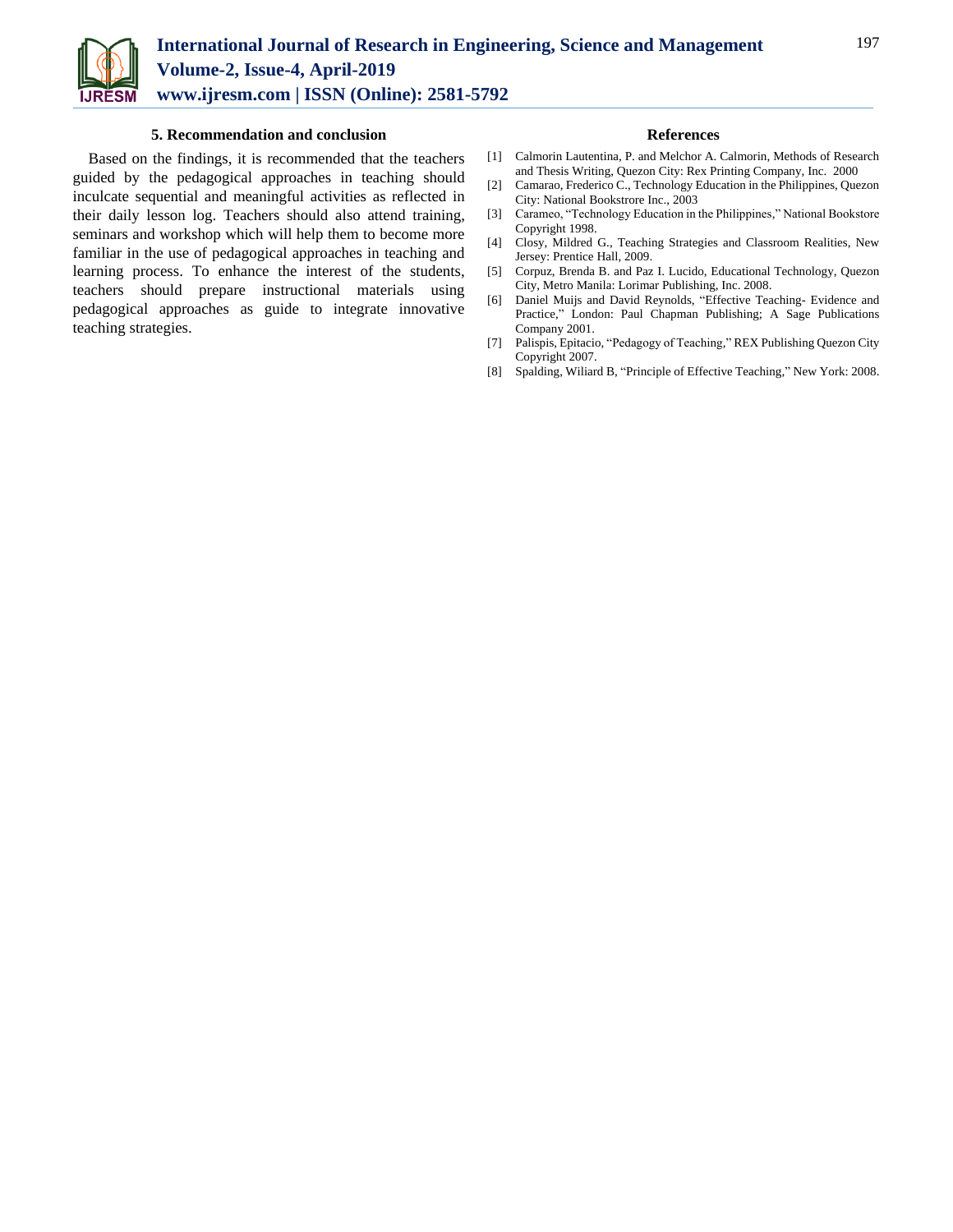## 5. Recommendation and conclusion

Based on the findings, it is recommended that the teachers guided by the pedagogical approaches in teaching should inculcate sequential and meaningful activities as reflected in their daily lesson log. Teachers should also attend training, seminars and workshop which will help them to become more familiar in the use of pedagogical approaches in teaching and learning process. To enhance the interest of the students, teachers should prepare instructional materials using pedagogical approaches as guide to integrate innovative teaching strategies.

## References

[1] Calmorin Lautentina, P. and Melchor A. Calmorin, Methods of Research and Thesis Writing, Quezon City: Rex Printing Company, Inc. 2000

[2] Camarao, Frederico C., Technology Education in the Philippines, Quezon City: National Bookstrore Inc., 2003

[3] Carameo, "Technology Education in the Philippines," National Bookstore Copyright 1998.

[4] Closy, Mildred G., Teaching Strategies and Classroom Realities, New Jersey: Prentice Hall, 2009.

[5] Corpuz, Brenda B. and Paz I. Lucido, Educational Technology, Quezon City, Metro Manila: Lorimar Publishing, Inc. 2008.

[6] Daniel Muijs and David Reynolds, "Effective Teaching- Evidence and Practice," London: Paul Chapman Publishing; A Sage Publications Company 2001.

[7] Palispis, Epitacio, "Pedagogy of Teaching," REX Publishing Quezon City Copyright 2007.

[8] Spalding, Wiliard B, "Principle of Effective Teaching," New York: 2008.